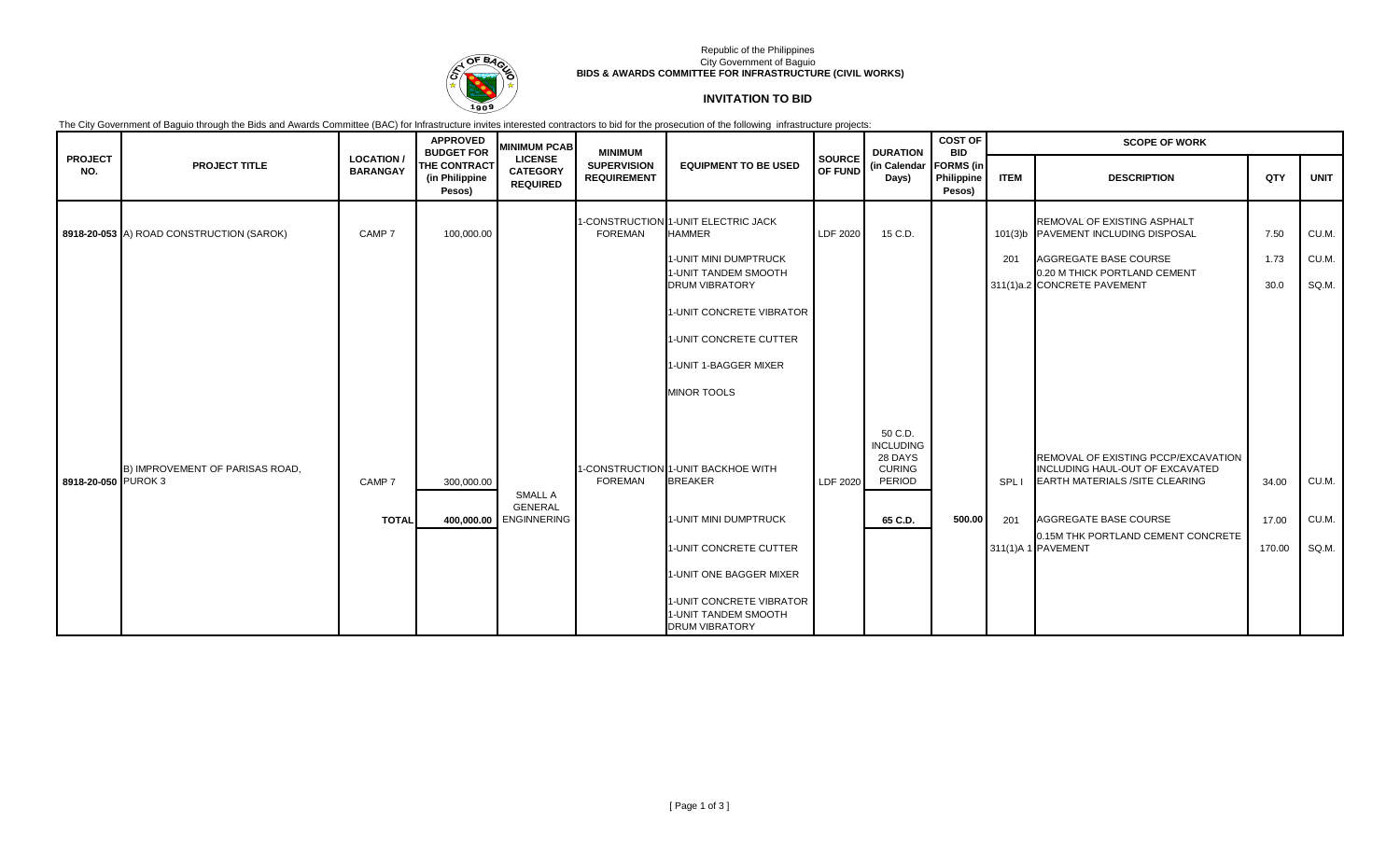Republic of the Philippines
City Government of Baguio
**BIDS & AWARDS COMMITTEE FOR INFRASTRUCTURE (CIVIL WORKS)**

# INVITATION TO BID

The City Government of Baguio through the Bids and Awards Committee (BAC) for Infrastructure invites interested contractors to bid for the prosecution of the following infrastructure projects:

| PROJECT NO. | PROJECT TITLE | LOCATION / BARANGAY | APPROVED BUDGET FOR THE CONTRACT (in Philippine Pesos) | MINIMUM PCAB LICENSE CATEGORY REQUIRED | MINIMUM SUPERVISION REQUIREMENT | EQUIPMENT TO BE USED | SOURCE OF FUND | DURATION (in Calendar Days) | COST OF BID FORMS (in Philippine Pesos) | SCOPE OF WORK | | | |
|---|---|---|---|---|---|---|---|---|---|---|---|---|---|
| | | | | | | | | | | **ITEM** | **DESCRIPTION** | **QTY** | **UNIT** |
| 8918-20-053 | A) ROAD CONSTRUCTION (SAROK) | CAMP 7 | 100,000.00 | | 1-CONSTRUCTION FOREMAN | 1-UNIT ELECTRIC JACK HAMMER | LDF 2020 | 15 C.D. | | 101(3)b | REMOVAL OF EXISTING ASPHALT PAVEMENT INCLUDING DISPOSAL | 7.50 | CU.M. |
| | | | | | | 1-UNIT MINI DUMPTRUCK | | | | 201 | AGGREGATE BASE COURSE | 1.73 | CU.M. |
| | | | | | | 1-UNIT TANDEM SMOOTH DRUM VIBRATORY | | | | 311(1)a.2 | 0.20 M THICK PORTLAND CEMENT CONCRETE PAVEMENT | 30.0 | SQ.M. |
| | | | | | | 1-UNIT CONCRETE VIBRATOR | | | | | | | |
| | | | | | | 1-UNIT CONCRETE CUTTER | | | | | | | |
| | | | | | | 1-UNIT 1-BAGGER MIXER | | | | | | | |
| | | | | | | MINOR TOOLS | | | | | | | |
| 8918-20-050 | B) IMPROVEMENT OF PARISAS ROAD, PUROK 3 | CAMP 7 | 300,000.00 | | 1-CONSTRUCTION FOREMAN | 1-UNIT BACKHOE WITH BREAKER | LDF 2020 | 50 C.D. INCLUDING 28 DAYS CURING PERIOD | | SPL I | REMOVAL OF EXISTING PCCP/EXCAVATION INCLUDING HAUL-OUT OF EXCAVATED EARTH MATERIALS /SITE CLEARING | 34.00 | CU.M. |
| | | **TOTAL** | **400,000.00** | SMALL A GENERAL ENGINNERING | | 1-UNIT MINI DUMPTRUCK | | **65 C.D.** | **500.00** | 201 | AGGREGATE BASE COURSE | 17.00 | CU.M. |
| | | | | | | 1-UNIT CONCRETE CUTTER | | | | 311(1)A 1 | 0.15M THK PORTLAND CEMENT CONCRETE PAVEMENT | 170.00 | SQ.M. |
| | | | | | | 1-UNIT ONE BAGGER MIXER | | | | | | | |
| | | | | | | 1-UNIT CONCRETE VIBRATOR | | | | | | | |
| | | | | | | 1-UNIT TANDEM SMOOTH DRUM VIBRATORY | | | | | | | |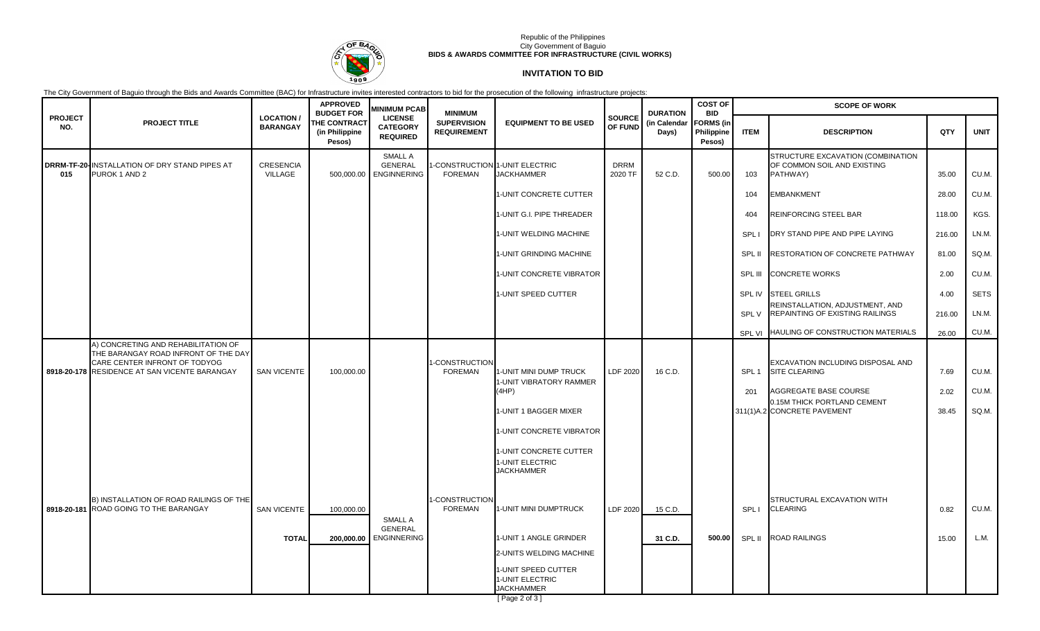Republic of the Philippines
City Government of Baguio
**BIDS & AWARDS COMMITTEE FOR INFRASTRUCTURE (CIVIL WORKS)**

## INVITATION TO BID

The City Government of Baguio through the Bids and Awards Committee (BAC) for Infrastructure invites interested contractors to bid for the prosecution of the following infrastructure projects:

| PROJECT NO. | PROJECT TITLE | LOCATION / BARANGAY | APPROVED BUDGET FOR THE CONTRACT (in Philippine Pesos) | MINIMUM PCAB LICENSE CATEGORY REQUIRED | MINIMUM SUPERVISION REQUIREMENT | EQUIPMENT TO BE USED | SOURCE OF FUND | DURATION (in Calendar Days) | COST OF BID FORMS (in Philippine Pesos) | SCOPE OF WORK | | | |
|---|---|---|---|---|---|---|---|---|---|---|---|---|---|
| | | | | | | | | | | ITEM | DESCRIPTION | QTY | UNIT |
| DRRM-TF-20-015 | INSTALLATION OF DRY STAND PIPES AT PUROK 1 AND 2 | CRESENCIA VILLAGE | 500,000.00 | SMALL A GENERAL ENGINNERING | 1-CONSTRUCTION FOREMAN | 1-UNIT ELECTRIC JACKHAMMER | DRRM 2020 TF | 52 C.D. | 500.00 | 103 | STRUCTURE EXCAVATION (COMBINATION OF COMMON SOIL AND EXISTING PATHWAY) | 35.00 | CU.M. |
| | | | | | | 1-UNIT CONCRETE CUTTER | | | | 104 | EMBANKMENT | 28.00 | CU.M. |
| | | | | | | 1-UNIT G.I. PIPE THREADER | | | | 404 | REINFORCING STEEL BAR | 118.00 | KGS. |
| | | | | | | 1-UNIT WELDING MACHINE | | | | SPL I | DRY STAND PIPE AND PIPE LAYING | 216.00 | LN.M. |
| | | | | | | 1-UNIT GRINDING MACHINE | | | | SPL II | RESTORATION OF CONCRETE PATHWAY | 81.00 | SQ.M. |
| | | | | | | 1-UNIT CONCRETE VIBRATOR | | | | SPL III | CONCRETE WORKS | 2.00 | CU.M. |
| | | | | | | 1-UNIT SPEED CUTTER | | | | SPL IV | STEEL GRILLS | 4.00 | SETS |
| | | | | | | | | | | SPL V | REINSTALLATION, ADJUSTMENT, AND REPAINTING OF EXISTING RAILINGS | 216.00 | LN.M. |
| | | | | | | | | | | SPL VI | HAULING OF CONSTRUCTION MATERIALS | 26.00 | CU.M. |
| 8918-20-178 | A) CONCRETING AND REHABILITATION OF THE BARANGAY ROAD INFRONT OF THE DAY CARE CENTER INFRONT OF TODYOG RESIDENCE AT SAN VICENTE BARANGAY | SAN VICENTE | 100,000.00 | | 1-CONSTRUCTION FOREMAN | 1-UNIT MINI DUMP TRUCK | LDF 2020 | 16 C.D. | | SPL 1 | EXCAVATION INCLUDING DISPOSAL AND SITE CLEARING | 7.69 | CU.M. |
| | | | | | | 1-UNIT VIBRATORY RAMMER (4HP) | | | | 201 | AGGREGATE BASE COURSE | 2.02 | CU.M. |
| | | | | | | 1-UNIT 1 BAGGER MIXER | | | | 311(1)A.2 | 0.15M THICK PORTLAND CEMENT CONCRETE PAVEMENT | 38.45 | SQ.M. |
| | | | | | | 1-UNIT CONCRETE VIBRATOR | | | | | | | |
| | | | | | | 1-UNIT CONCRETE CUTTER | | | | | | | |
| | | | | | | 1-UNIT ELECTRIC JACKHAMMER | | | | | | | |
| 8918-20-181 | B) INSTALLATION OF ROAD RAILINGS OF THE ROAD GOING TO THE BARANGAY | SAN VICENTE | 100,000.00 | | 1-CONSTRUCTION FOREMAN | 1-UNIT MINI DUMPTRUCK | LDF 2020 | 15 C.D. | | SPL I | STRUCTURAL EXCAVATION WITH CLEARING | 0.82 | CU.M. |
| | | **TOTAL** | **200,000.00** | SMALL A GENERAL ENGINNERING | | 1-UNIT 1 ANGLE GRINDER | | **31 C.D.** | **500.00** | SPL II | ROAD RAILINGS | 15.00 | L.M. |
| | | | | | | 2-UNITS WELDING MACHINE | | | | | | | |
| | | | | | | 1-UNIT SPEED CUTTER | | | | | | | |
| | | | | | | 1-UNIT ELECTRIC JACKHAMMER | | | | | | | |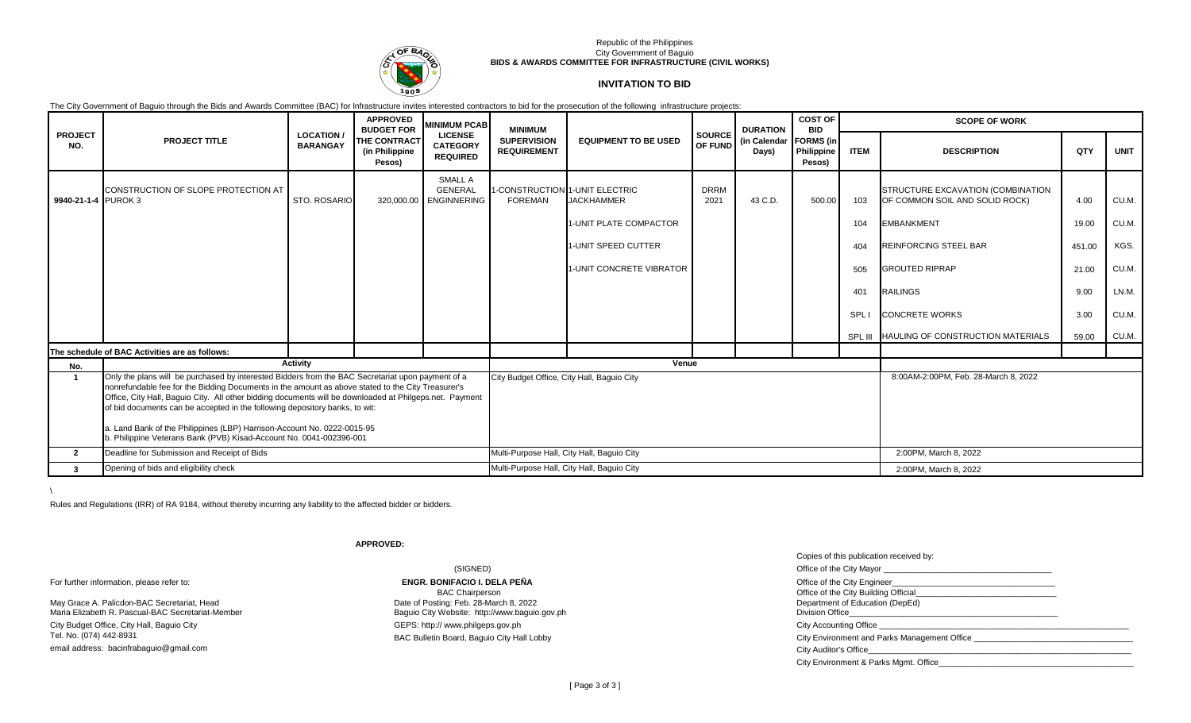Republic of the Philippines
City Government of Baguio
**BIDS & AWARDS COMMITTEE FOR INFRASTRUCTURE (CIVIL WORKS)**

## INVITATION TO BID

The City Government of Baguio through the Bids and Awards Committee (BAC) for Infrastructure invites interested contractors to bid for the prosecution of the following infrastructure projects:

| PROJECT NO. | PROJECT TITLE | LOCATION / BARANGAY | APPROVED BUDGET FOR THE CONTRACT (in Philippine Pesos) | MINIMUM PCAB LICENSE CATEGORY REQUIRED | MINIMUM SUPERVISION REQUIREMENT | EQUIPMENT TO BE USED | SOURCE OF FUND | DURATION (in Calendar Days) | COST OF BID FORMS (in Philippine Pesos) | SCOPE OF WORK ITEM | DESCRIPTION | QTY | UNIT |
|---|---|---|---|---|---|---|---|---|---|---|---|---|---|
| 9940-21-1-4 | CONSTRUCTION OF SLOPE PROTECTION AT PUROK 3 | STO. ROSARIO | 320,000.00 | SMALL A GENERAL ENGINNERING | 1-CONSTRUCTION FOREMAN | 1-UNIT ELECTRIC JACKHAMMER | DRRM 2021 | 43 C.D. | 500.00 | 103 | STRUCTURE EXCAVATION (COMBINATION OF COMMON SOIL AND SOLID ROCK) | 4.00 | CU.M. |
| | | | | | | 1-UNIT PLATE COMPACTOR | | | | 104 | EMBANKMENT | 19.00 | CU.M. |
| | | | | | | 1-UNIT SPEED CUTTER | | | | 404 | REINFORCING STEEL BAR | 451.00 | KGS. |
| | | | | | | 1-UNIT CONCRETE VIBRATOR | | | | 505 | GROUTED RIPRAP | 21.00 | CU.M. |
| | | | | | | | | | | 401 | RAILINGS | 9.00 | LN.M. |
| | | | | | | | | | | SPL I | CONCRETE WORKS | 3.00 | CU.M. |
| | | | | | | | | | | SPL III | HAULING OF CONSTRUCTION MATERIALS | 59.00 | CU.M. |

The schedule of BAC Activities are as follows:

| No. | Activity | Venue | |
|---|---|---|---|
| 1 | Only the plans will be purchased by interested Bidders from the BAC Secretariat upon payment of a nonrefundable fee for the Bidding Documents in the amount as above stated to the City Treasurer's Office, City Hall, Baguio City. All other bidding documents will be downloaded at Philgeps.net. Payment of bid documents can be accepted in the following depository banks, to wit: a. Land Bank of the Philippines (LBP) Harrison-Account No. 0222-0015-95 b. Philippine Veterans Bank (PVB) Kisad-Account No. 0041-002396-001 | City Budget Office, City Hall, Baguio City | 8:00AM-2:00PM, Feb. 28-March 8, 2022 |
| 2 | Deadline for Submission and Receipt of Bids | Multi-Purpose Hall, City Hall, Baguio City | 2:00PM, March 8, 2022 |
| 3 | Opening of bids and eligibility check | Multi-Purpose Hall, City Hall, Baguio City | 2:00PM, March 8, 2022 |

\

Rules and Regulations (IRR) of RA 9184, without thereby incurring any liability to the affected bidder or bidders.

**APPROVED:**

(SIGNED)
**ENGR. BONIFACIO I. DELA PEÑA**
BAC Chairperson
Date of Posting: Feb. 28-March 8, 2022
Baguio City Website: http://www.baguio.gov.ph
GEPS: http:// www.philgeps.gov.ph
BAC Bulletin Board, Baguio City Hall Lobby

For further information, please refer to:

May Grace A. Palicdon-BAC Secretariat, Head
Maria Elizabeth R. Pascual-BAC Secretariat-Member
City Budget Office, City Hall, Baguio City
Tel. No. (074) 442-8931
email address: bacinfrabaguio@gmail.com

Copies of this publication received by:

Office of the City Mayor ____________________
Office of the City Engineer____________________
Office of the City Building Official____________________
Department of Education (DepEd) Division Office____________________
City Accounting Office ____________________
City Environment and Parks Management Office ____________________
City Auditor's Office____________________
City Environment & Parks Mgmt. Office____________________